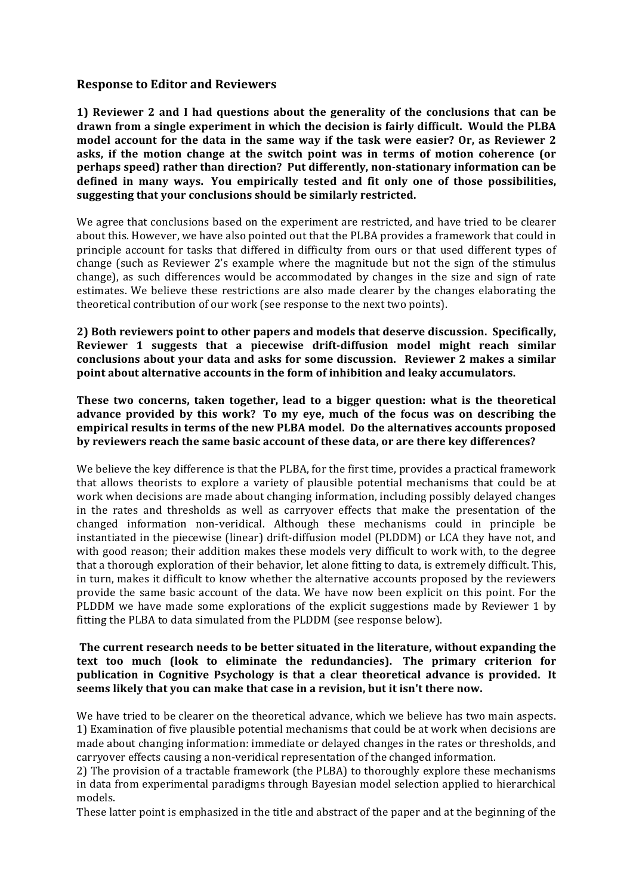## Response to Editor and Reviewers

**1) Reviewer 2 and I had questions about the generality of the conclusions that can be drawn from a single experiment in which the decision is fairly difficult. Would the PLBA model account for the data in the same way if the task were easier? Or, as Reviewer 2 asks, if the motion change at the switch point was in terms of motion coherence (or perhaps speed) rather than direction? Put differently, non-stationary information can be defined in many ways. You empirically tested and fit only one of those possibilities, suggesting that your conclusions should be similarly restricted.**

We agree that conclusions based on the experiment are restricted, and have tried to be clearer about this. However, we have also pointed out that the PLBA provides a framework that could in principle account for tasks that differed in difficulty from ours or that used different types of change (such as Reviewer 2's example where the magnitude but not the sign of the stimulus change), as such differences would be accommodated by changes in the size and sign of rate estimates. We believe these restrictions are also made clearer by the changes elaborating the theoretical contribution of our work (see response to the next two points).

**2) Both reviewers point to other papers and models that deserve discussion. Specifically, Reviewer 1 suggests that a piecewise drift-diffusion model might reach similar conclusions about your data and asks for some discussion. Reviewer 2 makes a similar point about alternative accounts in the form of inhibition and leaky accumulators.**

**These two concerns, taken together, lead to a bigger question: what is the theoretical advance provided by this work? To my eye, much of the focus was on describing the empirical results in terms of the new PLBA model. Do the alternatives accounts proposed by reviewers reach the same basic account of these data, or are there key differences?**

We believe the key difference is that the PLBA, for the first time, provides a practical framework that allows theorists to explore a variety of plausible potential mechanisms that could be at work when decisions are made about changing information, including possibly delayed changes in the rates and thresholds as well as carryover effects that make the presentation of the changed information non-veridical. Although these mechanisms could in principle be instantiated in the piecewise (linear) drift-diffusion model (PLDDM) or LCA they have not, and with good reason; their addition makes these models very difficult to work with, to the degree that a thorough exploration of their behavior, let alone fitting to data, is extremely difficult. This, in turn, makes it difficult to know whether the alternative accounts proposed by the reviewers provide the same basic account of the data. We have now been explicit on this point. For the PLDDM we have made some explorations of the explicit suggestions made by Reviewer 1 by fitting the PLBA to data simulated from the PLDDM (see response below).

**The current research needs to be better situated in the literature, without expanding the text too much (look to eliminate the redundancies). The primary criterion for publication in Cognitive Psychology is that a clear theoretical advance is provided. It seems likely that you can make that case in a revision, but it isn't there now.**

We have tried to be clearer on the theoretical advance, which we believe has two main aspects.
1) Examination of five plausible potential mechanisms that could be at work when decisions are made about changing information: immediate or delayed changes in the rates or thresholds, and carryover effects causing a non-veridical representation of the changed information.
2) The provision of a tractable framework (the PLBA) to thoroughly explore these mechanisms in data from experimental paradigms through Bayesian model selection applied to hierarchical models.
These latter point is emphasized in the title and abstract of the paper and at the beginning of the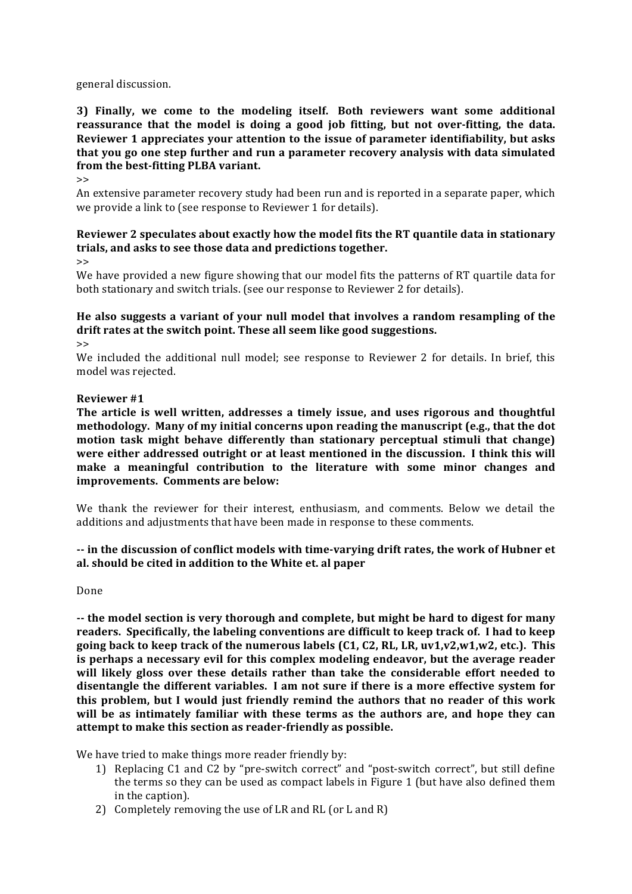general discussion.

**3) Finally, we come to the modeling itself. Both reviewers want some additional reassurance that the model is doing a good job fitting, but not over-fitting, the data. Reviewer 1 appreciates your attention to the issue of parameter identifiability, but asks that you go one step further and run a parameter recovery analysis with data simulated from the best-fitting PLBA variant.**

>>

An extensive parameter recovery study had been run and is reported in a separate paper, which we provide a link to (see response to Reviewer 1 for details).

**Reviewer 2 speculates about exactly how the model fits the RT quantile data in stationary trials, and asks to see those data and predictions together.**

>>

We have provided a new figure showing that our model fits the patterns of RT quartile data for both stationary and switch trials. (see our response to Reviewer 2 for details).

**He also suggests a variant of your null model that involves a random resampling of the drift rates at the switch point. These all seem like good suggestions.**

>>

We included the additional null model; see response to Reviewer 2 for details. In brief, this model was rejected.

**Reviewer #1**

**The article is well written, addresses a timely issue, and uses rigorous and thoughtful methodology. Many of my initial concerns upon reading the manuscript (e.g., that the dot motion task might behave differently than stationary perceptual stimuli that change) were either addressed outright or at least mentioned in the discussion. I think this will make a meaningful contribution to the literature with some minor changes and improvements. Comments are below:**

We thank the reviewer for their interest, enthusiasm, and comments. Below we detail the additions and adjustments that have been made in response to these comments.

**-- in the discussion of conflict models with time-varying drift rates, the work of Hubner et al. should be cited in addition to the White et. al paper**

Done

**-- the model section is very thorough and complete, but might be hard to digest for many readers. Specifically, the labeling conventions are difficult to keep track of. I had to keep going back to keep track of the numerous labels (C1, C2, RL, LR, uv1,v2,w1,w2, etc.). This is perhaps a necessary evil for this complex modeling endeavor, but the average reader will likely gloss over these details rather than take the considerable effort needed to disentangle the different variables. I am not sure if there is a more effective system for this problem, but I would just friendly remind the authors that no reader of this work will be as intimately familiar with these terms as the authors are, and hope they can attempt to make this section as reader-friendly as possible.**

We have tried to make things more reader friendly by:

1) Replacing C1 and C2 by "pre-switch correct" and "post-switch correct", but still define the terms so they can be used as compact labels in Figure 1 (but have also defined them in the caption).
2) Completely removing the use of LR and RL (or L and R)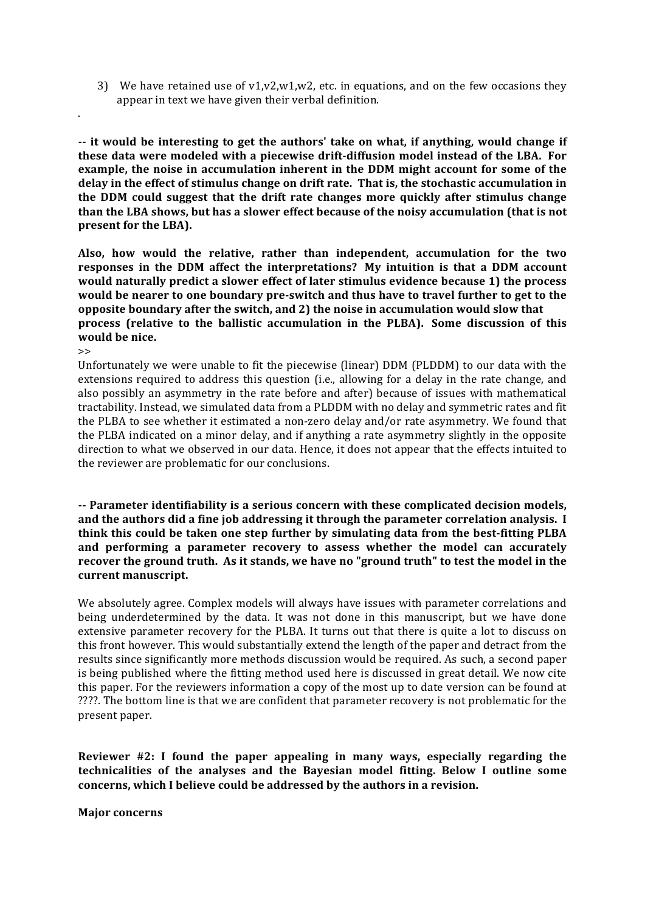3) We have retained use of v1,v2,w1,w2, etc. in equations, and on the few occasions they appear in text we have given their verbal definition.

.

**-- it would be interesting to get the authors' take on what, if anything, would change if these data were modeled with a piecewise drift-diffusion model instead of the LBA. For example, the noise in accumulation inherent in the DDM might account for some of the delay in the effect of stimulus change on drift rate. That is, the stochastic accumulation in the DDM could suggest that the drift rate changes more quickly after stimulus change than the LBA shows, but has a slower effect because of the noisy accumulation (that is not present for the LBA).**

**Also, how would the relative, rather than independent, accumulation for the two responses in the DDM affect the interpretations? My intuition is that a DDM account would naturally predict a slower effect of later stimulus evidence because 1) the process would be nearer to one boundary pre-switch and thus have to travel further to get to the opposite boundary after the switch, and 2) the noise in accumulation would slow that process (relative to the ballistic accumulation in the PLBA). Some discussion of this would be nice.**

>>

Unfortunately we were unable to fit the piecewise (linear) DDM (PLDDM) to our data with the extensions required to address this question (i.e., allowing for a delay in the rate change, and also possibly an asymmetry in the rate before and after) because of issues with mathematical tractability. Instead, we simulated data from a PLDDM with no delay and symmetric rates and fit the PLBA to see whether it estimated a non-zero delay and/or rate asymmetry. We found that the PLBA indicated on a minor delay, and if anything a rate asymmetry slightly in the opposite direction to what we observed in our data. Hence, it does not appear that the effects intuited to the reviewer are problematic for our conclusions.

**-- Parameter identifiability is a serious concern with these complicated decision models, and the authors did a fine job addressing it through the parameter correlation analysis. I think this could be taken one step further by simulating data from the best-fitting PLBA and performing a parameter recovery to assess whether the model can accurately recover the ground truth. As it stands, we have no "ground truth" to test the model in the current manuscript.**

We absolutely agree. Complex models will always have issues with parameter correlations and being underdetermined by the data. It was not done in this manuscript, but we have done extensive parameter recovery for the PLBA. It turns out that there is quite a lot to discuss on this front however. This would substantially extend the length of the paper and detract from the results since significantly more methods discussion would be required. As such, a second paper is being published where the fitting method used here is discussed in great detail. We now cite this paper. For the reviewers information a copy of the most up to date version can be found at ????. The bottom line is that we are confident that parameter recovery is not problematic for the present paper.

**Reviewer #2: I found the paper appealing in many ways, especially regarding the technicalities of the analyses and the Bayesian model fitting. Below I outline some concerns, which I believe could be addressed by the authors in a revision.**

**Major concerns**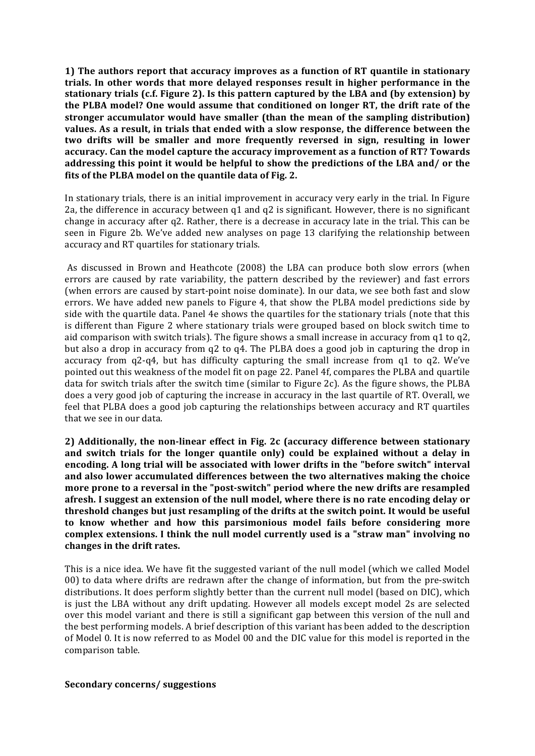**1) The authors report that accuracy improves as a function of RT quantile in stationary trials. In other words that more delayed responses result in higher performance in the stationary trials (c.f. Figure 2). Is this pattern captured by the LBA and (by extension) by the PLBA model? One would assume that conditioned on longer RT, the drift rate of the stronger accumulator would have smaller (than the mean of the sampling distribution) values. As a result, in trials that ended with a slow response, the difference between the two drifts will be smaller and more frequently reversed in sign, resulting in lower accuracy. Can the model capture the accuracy improvement as a function of RT? Towards addressing this point it would be helpful to show the predictions of the LBA and/ or the fits of the PLBA model on the quantile data of Fig. 2.**

In stationary trials, there is an initial improvement in accuracy very early in the trial. In Figure 2a, the difference in accuracy between q1 and q2 is significant. However, there is no significant change in accuracy after q2. Rather, there is a decrease in accuracy late in the trial. This can be seen in Figure 2b. We've added new analyses on page 13 clarifying the relationship between accuracy and RT quartiles for stationary trials.

As discussed in Brown and Heathcote (2008) the LBA can produce both slow errors (when errors are caused by rate variability, the pattern described by the reviewer) and fast errors (when errors are caused by start-point noise dominate). In our data, we see both fast and slow errors. We have added new panels to Figure 4, that show the PLBA model predictions side by side with the quartile data. Panel 4e shows the quartiles for the stationary trials (note that this is different than Figure 2 where stationary trials were grouped based on block switch time to aid comparison with switch trials). The figure shows a small increase in accuracy from q1 to q2, but also a drop in accuracy from q2 to q4. The PLBA does a good job in capturing the drop in accuracy from q2-q4, but has difficulty capturing the small increase from q1 to q2. We've pointed out this weakness of the model fit on page 22. Panel 4f, compares the PLBA and quartile data for switch trials after the switch time (similar to Figure 2c). As the figure shows, the PLBA does a very good job of capturing the increase in accuracy in the last quartile of RT. Overall, we feel that PLBA does a good job capturing the relationships between accuracy and RT quartiles that we see in our data.

**2) Additionally, the non-linear effect in Fig. 2c (accuracy difference between stationary and switch trials for the longer quantile only) could be explained without a delay in encoding. A long trial will be associated with lower drifts in the "before switch" interval and also lower accumulated differences between the two alternatives making the choice more prone to a reversal in the "post-switch" period where the new drifts are resampled afresh. I suggest an extension of the null model, where there is no rate encoding delay or threshold changes but just resampling of the drifts at the switch point. It would be useful to know whether and how this parsimonious model fails before considering more complex extensions. I think the null model currently used is a "straw man" involving no changes in the drift rates.**

This is a nice idea. We have fit the suggested variant of the null model (which we called Model 00) to data where drifts are redrawn after the change of information, but from the pre-switch distributions. It does perform slightly better than the current null model (based on DIC), which is just the LBA without any drift updating. However all models except model 2s are selected over this model variant and there is still a significant gap between this version of the null and the best performing models. A brief description of this variant has been added to the description of Model 0. It is now referred to as Model 00 and the DIC value for this model is reported in the comparison table.

**Secondary concerns/ suggestions**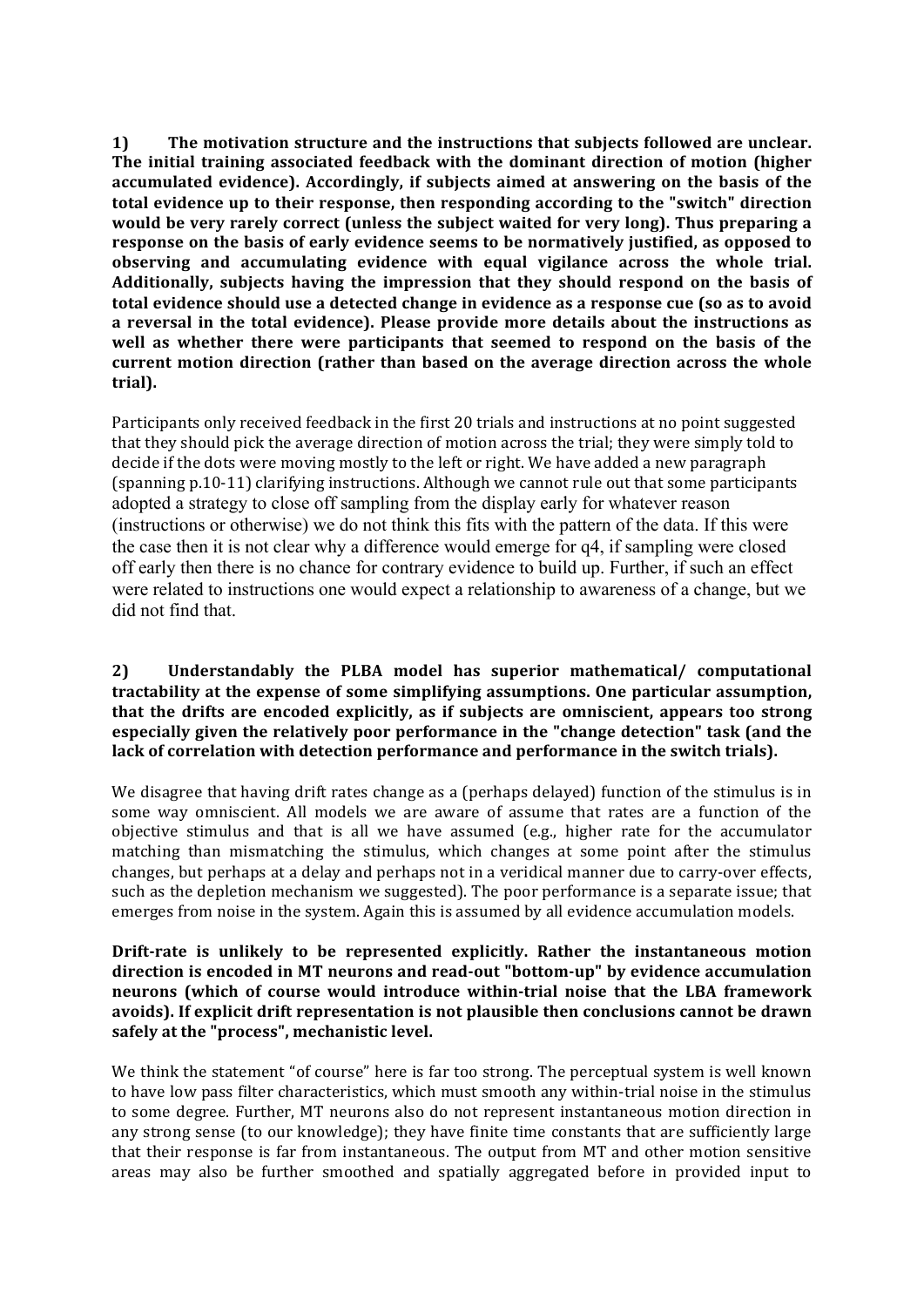**1) The motivation structure and the instructions that subjects followed are unclear. The initial training associated feedback with the dominant direction of motion (higher accumulated evidence). Accordingly, if subjects aimed at answering on the basis of the total evidence up to their response, then responding according to the "switch" direction would be very rarely correct (unless the subject waited for very long). Thus preparing a response on the basis of early evidence seems to be normatively justified, as opposed to observing and accumulating evidence with equal vigilance across the whole trial. Additionally, subjects having the impression that they should respond on the basis of total evidence should use a detected change in evidence as a response cue (so as to avoid a reversal in the total evidence). Please provide more details about the instructions as well as whether there were participants that seemed to respond on the basis of the current motion direction (rather than based on the average direction across the whole trial).**

Participants only received feedback in the first 20 trials and instructions at no point suggested that they should pick the average direction of motion across the trial; they were simply told to decide if the dots were moving mostly to the left or right. We have added a new paragraph (spanning p.10-11) clarifying instructions. Although we cannot rule out that some participants adopted a strategy to close off sampling from the display early for whatever reason (instructions or otherwise) we do not think this fits with the pattern of the data. If this were the case then it is not clear why a difference would emerge for q4, if sampling were closed off early then there is no chance for contrary evidence to build up. Further, if such an effect were related to instructions one would expect a relationship to awareness of a change, but we did not find that.

**2) Understandably the PLBA model has superior mathematical/ computational tractability at the expense of some simplifying assumptions. One particular assumption, that the drifts are encoded explicitly, as if subjects are omniscient, appears too strong especially given the relatively poor performance in the "change detection" task (and the lack of correlation with detection performance and performance in the switch trials).**

We disagree that having drift rates change as a (perhaps delayed) function of the stimulus is in some way omniscient. All models we are aware of assume that rates are a function of the objective stimulus and that is all we have assumed (e.g., higher rate for the accumulator matching than mismatching the stimulus, which changes at some point after the stimulus changes, but perhaps at a delay and perhaps not in a veridical manner due to carry-over effects, such as the depletion mechanism we suggested). The poor performance is a separate issue; that emerges from noise in the system. Again this is assumed by all evidence accumulation models.

**Drift-rate is unlikely to be represented explicitly. Rather the instantaneous motion direction is encoded in MT neurons and read-out "bottom-up" by evidence accumulation neurons (which of course would introduce within-trial noise that the LBA framework avoids). If explicit drift representation is not plausible then conclusions cannot be drawn safely at the "process", mechanistic level.**

We think the statement "of course" here is far too strong. The perceptual system is well known to have low pass filter characteristics, which must smooth any within-trial noise in the stimulus to some degree. Further, MT neurons also do not represent instantaneous motion direction in any strong sense (to our knowledge); they have finite time constants that are sufficiently large that their response is far from instantaneous. The output from MT and other motion sensitive areas may also be further smoothed and spatially aggregated before in provided input to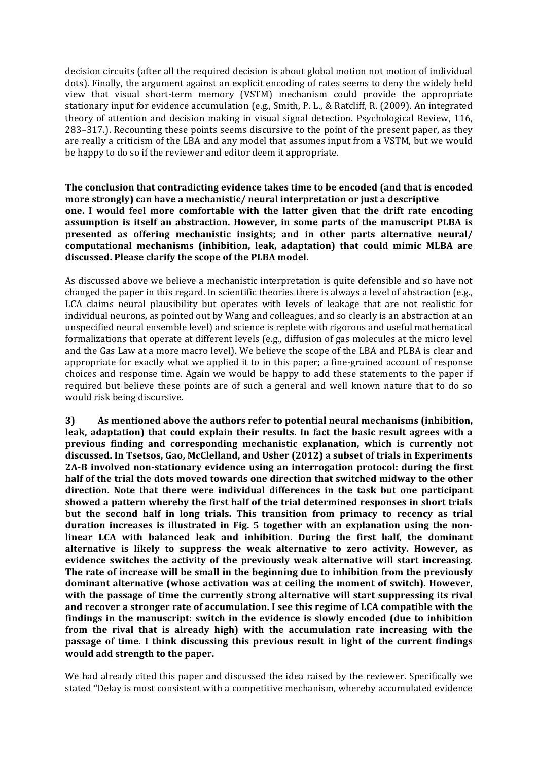decision circuits (after all the required decision is about global motion not motion of individual dots). Finally, the argument against an explicit encoding of rates seems to deny the widely held view that visual short-term memory (VSTM) mechanism could provide the appropriate stationary input for evidence accumulation (e.g., Smith, P. L., & Ratcliff, R. (2009). An integrated theory of attention and decision making in visual signal detection. Psychological Review, 116, 283–317.). Recounting these points seems discursive to the point of the present paper, as they are really a criticism of the LBA and any model that assumes input from a VSTM, but we would be happy to do so if the reviewer and editor deem it appropriate.

**The conclusion that contradicting evidence takes time to be encoded (and that is encoded more strongly) can have a mechanistic/ neural interpretation or just a descriptive one. I would feel more comfortable with the latter given that the drift rate encoding assumption is itself an abstraction. However, in some parts of the manuscript PLBA is presented as offering mechanistic insights; and in other parts alternative neural/ computational mechanisms (inhibition, leak, adaptation) that could mimic MLBA are discussed. Please clarify the scope of the PLBA model.**

As discussed above we believe a mechanistic interpretation is quite defensible and so have not changed the paper in this regard. In scientific theories there is always a level of abstraction (e.g., LCA claims neural plausibility but operates with levels of leakage that are not realistic for individual neurons, as pointed out by Wang and colleagues, and so clearly is an abstraction at an unspecified neural ensemble level) and science is replete with rigorous and useful mathematical formalizations that operate at different levels (e.g., diffusion of gas molecules at the micro level and the Gas Law at a more macro level). We believe the scope of the LBA and PLBA is clear and appropriate for exactly what we applied it to in this paper; a fine-grained account of response choices and response time. Again we would be happy to add these statements to the paper if required but believe these points are of such a general and well known nature that to do so would risk being discursive.

**3) As mentioned above the authors refer to potential neural mechanisms (inhibition, leak, adaptation) that could explain their results. In fact the basic result agrees with a previous finding and corresponding mechanistic explanation, which is currently not discussed. In Tsetsos, Gao, McClelland, and Usher (2012) a subset of trials in Experiments 2A-B involved non-stationary evidence using an interrogation protocol: during the first half of the trial the dots moved towards one direction that switched midway to the other direction. Note that there were individual differences in the task but one participant showed a pattern whereby the first half of the trial determined responses in short trials but the second half in long trials. This transition from primacy to recency as trial duration increases is illustrated in Fig. 5 together with an explanation using the non-linear LCA with balanced leak and inhibition. During the first half, the dominant alternative is likely to suppress the weak alternative to zero activity. However, as evidence switches the activity of the previously weak alternative will start increasing. The rate of increase will be small in the beginning due to inhibition from the previously dominant alternative (whose activation was at ceiling the moment of switch). However, with the passage of time the currently strong alternative will start suppressing its rival and recover a stronger rate of accumulation. I see this regime of LCA compatible with the findings in the manuscript: switch in the evidence is slowly encoded (due to inhibition from the rival that is already high) with the accumulation rate increasing with the passage of time. I think discussing this previous result in light of the current findings would add strength to the paper.**

We had already cited this paper and discussed the idea raised by the reviewer. Specifically we stated "Delay is most consistent with a competitive mechanism, whereby accumulated evidence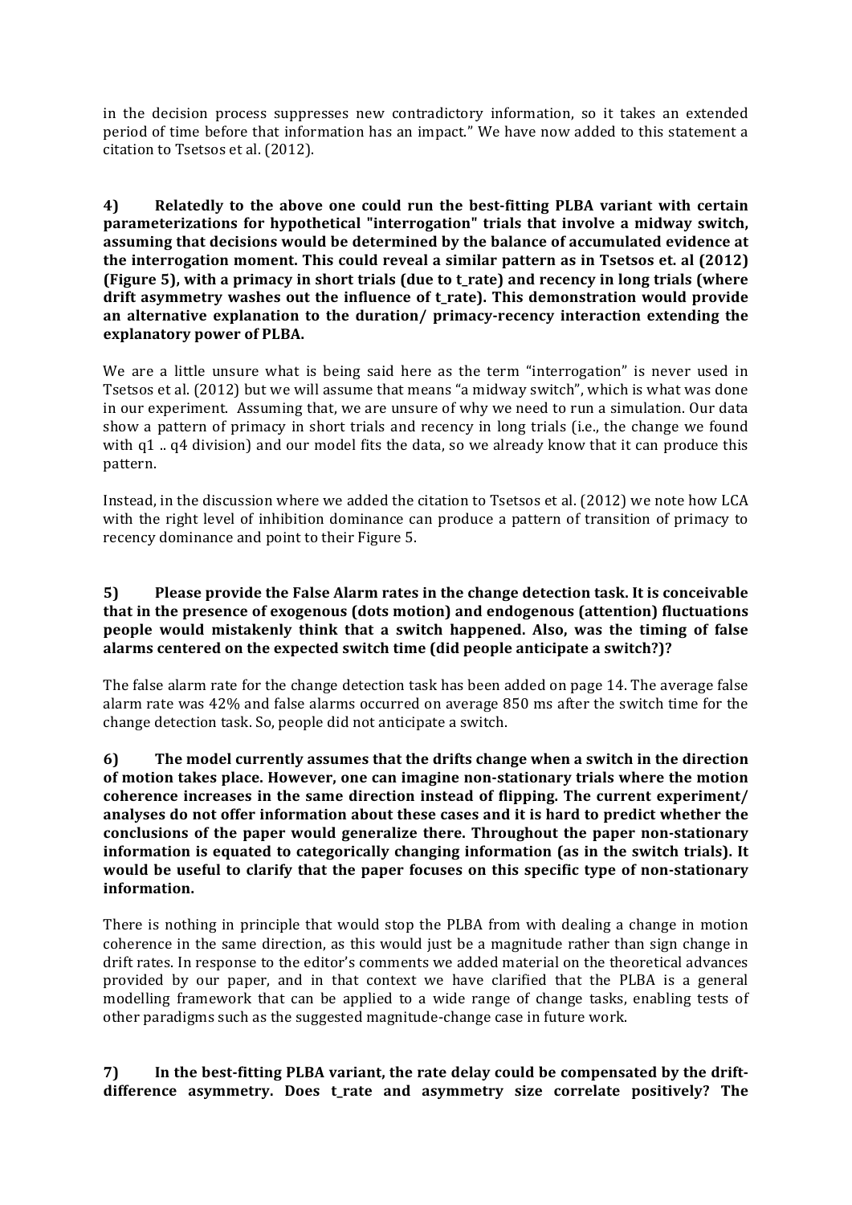in the decision process suppresses new contradictory information, so it takes an extended period of time before that information has an impact." We have now added to this statement a citation to Tsetsos et al. (2012).

**4) Relatedly to the above one could run the best-fitting PLBA variant with certain parameterizations for hypothetical "interrogation" trials that involve a midway switch, assuming that decisions would be determined by the balance of accumulated evidence at the interrogation moment. This could reveal a similar pattern as in Tsetsos et. al (2012) (Figure 5), with a primacy in short trials (due to t_rate) and recency in long trials (where drift asymmetry washes out the influence of t_rate). This demonstration would provide an alternative explanation to the duration/ primacy-recency interaction extending the explanatory power of PLBA.**

We are a little unsure what is being said here as the term "interrogation" is never used in Tsetsos et al. (2012) but we will assume that means "a midway switch", which is what was done in our experiment. Assuming that, we are unsure of why we need to run a simulation. Our data show a pattern of primacy in short trials and recency in long trials (i.e., the change we found with q1 .. q4 division) and our model fits the data, so we already know that it can produce this pattern.

Instead, in the discussion where we added the citation to Tsetsos et al. (2012) we note how LCA with the right level of inhibition dominance can produce a pattern of transition of primacy to recency dominance and point to their Figure 5.

**5) Please provide the False Alarm rates in the change detection task. It is conceivable that in the presence of exogenous (dots motion) and endogenous (attention) fluctuations people would mistakenly think that a switch happened. Also, was the timing of false alarms centered on the expected switch time (did people anticipate a switch?)?**

The false alarm rate for the change detection task has been added on page 14. The average false alarm rate was 42% and false alarms occurred on average 850 ms after the switch time for the change detection task. So, people did not anticipate a switch.

**6) The model currently assumes that the drifts change when a switch in the direction of motion takes place. However, one can imagine non-stationary trials where the motion coherence increases in the same direction instead of flipping. The current experiment/ analyses do not offer information about these cases and it is hard to predict whether the conclusions of the paper would generalize there. Throughout the paper non-stationary information is equated to categorically changing information (as in the switch trials). It would be useful to clarify that the paper focuses on this specific type of non-stationary information.**

There is nothing in principle that would stop the PLBA from with dealing a change in motion coherence in the same direction, as this would just be a magnitude rather than sign change in drift rates. In response to the editor's comments we added material on the theoretical advances provided by our paper, and in that context we have clarified that the PLBA is a general modelling framework that can be applied to a wide range of change tasks, enabling tests of other paradigms such as the suggested magnitude-change case in future work.

**7) In the best-fitting PLBA variant, the rate delay could be compensated by the drift-difference asymmetry. Does t_rate and asymmetry size correlate positively? The**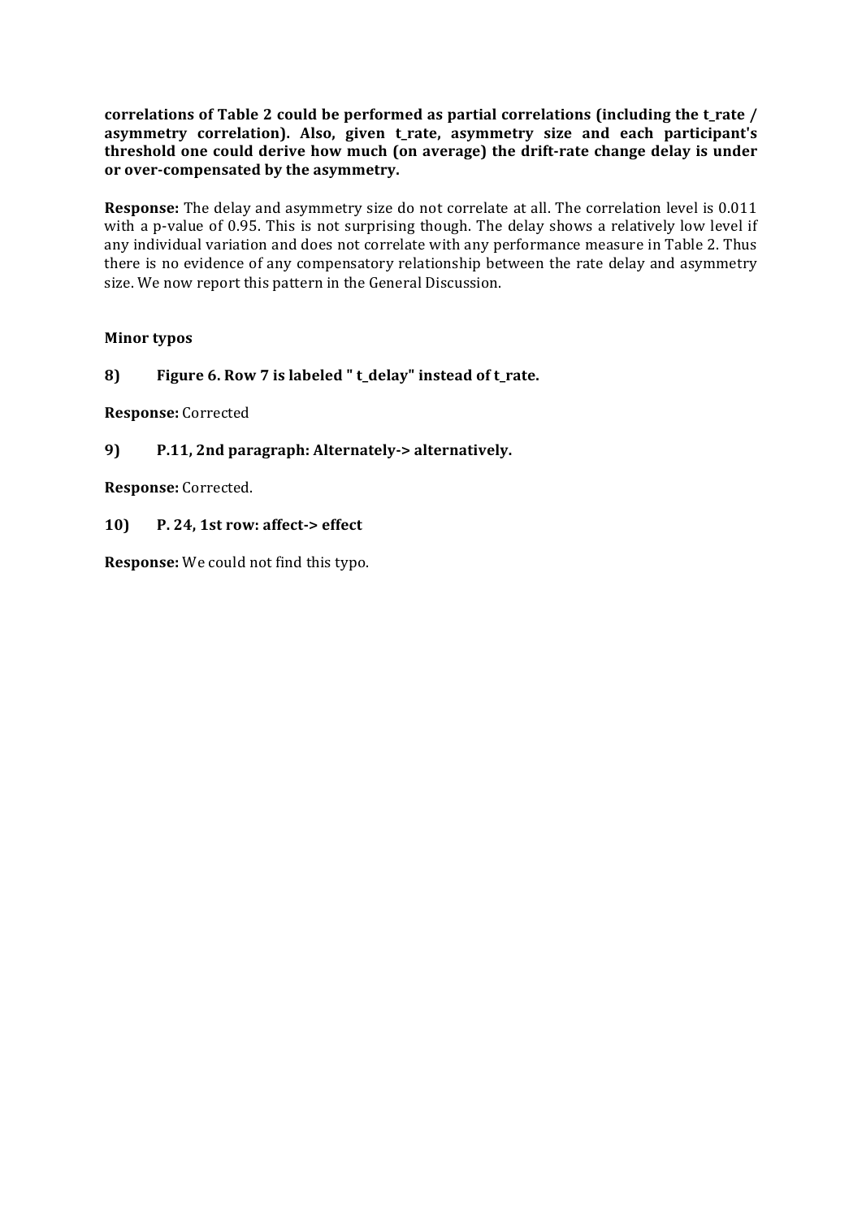**correlations of Table 2 could be performed as partial correlations (including the t_rate / asymmetry correlation). Also, given t_rate, asymmetry size and each participant's threshold one could derive how much (on average) the drift-rate change delay is under or over-compensated by the asymmetry.**

**Response:** The delay and asymmetry size do not correlate at all. The correlation level is 0.011 with a p-value of 0.95. This is not surprising though. The delay shows a relatively low level if any individual variation and does not correlate with any performance measure in Table 2. Thus there is no evidence of any compensatory relationship between the rate delay and asymmetry size. We now report this pattern in the General Discussion.

**Minor typos**

**8) Figure 6. Row 7 is labeled " t_delay" instead of t_rate.**

**Response:** Corrected

**9) P.11, 2nd paragraph: Alternately-> alternatively.**

**Response:** Corrected.

**10) P. 24, 1st row: affect-> effect**

**Response:** We could not find this typo.